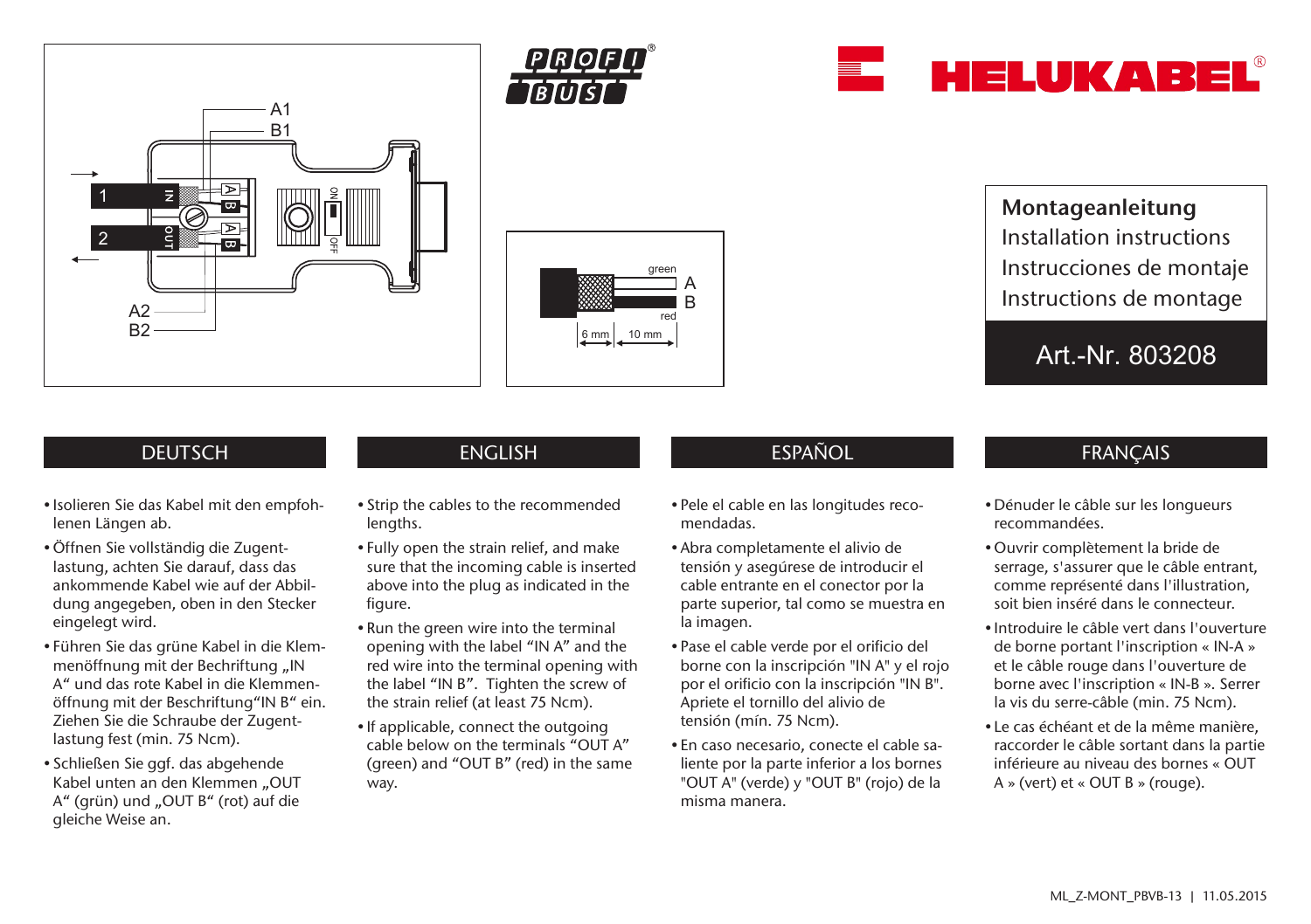PROFIBUS

HELUKABEL®

A1
B1
1 IN A B
2 OUT A B
ON OFF
A2
B2

green A
red B
6 mm 10 mm

**Montageanleitung**
Installation instructions
Instrucciones de montaje
Instructions de montage

Art.-Nr. 803208

## DEUTSCH

- Isolieren Sie das Kabel mit den empfohlenen Längen ab.
- Öffnen Sie vollständig die Zugentlastung, achten Sie darauf, dass das ankommende Kabel wie auf der Abbildung angegeben, oben in den Stecker eingelegt wird.
- Führen Sie das grüne Kabel in die Klemmenöffnung mit der Beschriftung „IN A“ und das rote Kabel in die Klemmenöffnung mit der Beschriftung“IN B“ ein. Ziehen Sie die Schraube der Zugentlastung fest (min. 75 Ncm).
- Schließen Sie ggf. das abgehende Kabel unten an den Klemmen „OUT A“ (grün) und „OUT B“ (rot) auf die gleiche Weise an.

## ENGLISH

- Strip the cables to the recommended lengths.
- Fully open the strain relief, and make sure that the incoming cable is inserted above into the plug as indicated in the figure.
- Run the green wire into the terminal opening with the label “IN A” and the red wire into the terminal opening with the label “IN B”. Tighten the screw of the strain relief (at least 75 Ncm).
- If applicable, connect the outgoing cable below on the terminals “OUT A” (green) and “OUT B” (red) in the same way.

## ESPAÑOL

- Pele el cable en las longitudes recomendadas.
- Abra completamente el alivio de tensión y asegúrese de introducir el cable entrante en el conector por la parte superior, tal como se muestra en la imagen.
- Pase el cable verde por el orificio del borne con la inscripción "IN A" y el rojo por el orificio con la inscripción "IN B". Apriete el tornillo del alivio de tensión (mín. 75 Ncm).
- En caso necesario, conecte el cable saliente por la parte inferior a los bornes "OUT A" (verde) y "OUT B" (rojo) de la misma manera.

## FRANÇAIS

- Dénuder le câble sur les longueurs recommandées.
- Ouvrir complètement la bride de serrage, s'assurer que le câble entrant, comme représenté dans l'illustration, soit bien inséré dans le connecteur.
- Introduire le câble vert dans l'ouverture de borne portant l'inscription « IN-A » et le câble rouge dans l'ouverture de borne avec l'inscription « IN-B ». Serrer la vis du serre-câble (min. 75 Ncm).
- Le cas échéant et de la même manière, raccorder le câble sortant dans la partie inférieure au niveau des bornes « OUT A » (vert) et « OUT B » (rouge).

ML_Z-MONT_PBVB-13 | 11.05.2015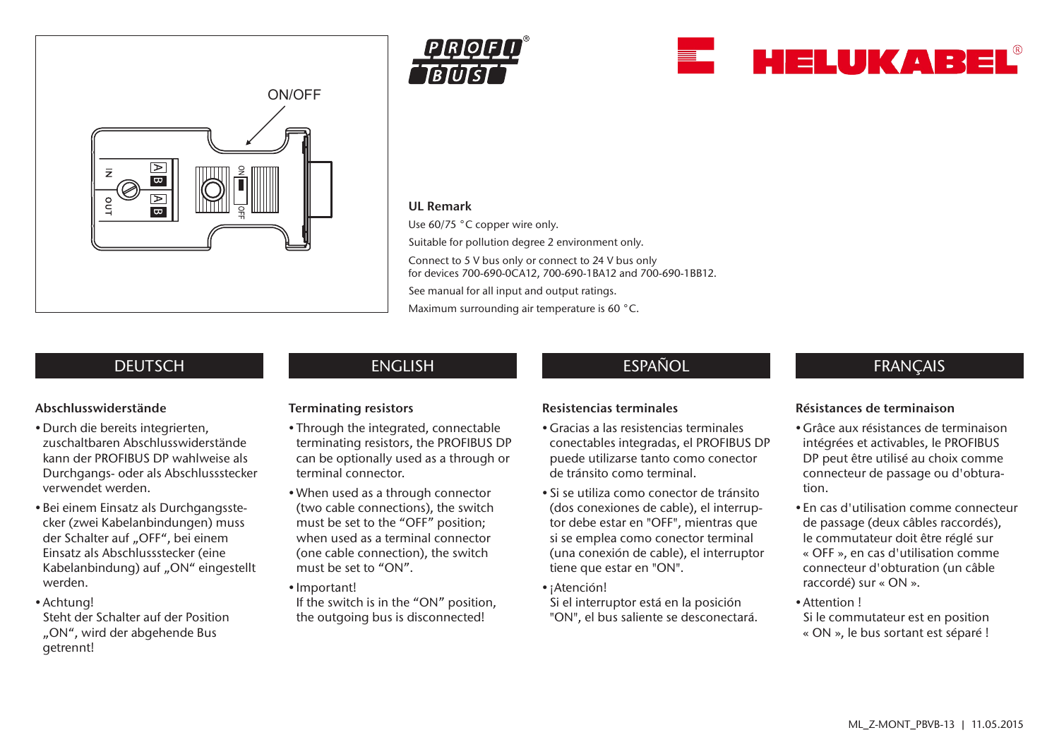ON/OFF

IN A B OUT A B ON OFF

## UL Remark

Use 60/75 °C copper wire only.

Suitable for pollution degree 2 environment only.

Connect to 5 V bus only or connect to 24 V bus only
for devices 700-690-0CA12, 700-690-1BA12 and 700-690-1BB12.

See manual for all input and output ratings.

Maximum surrounding air temperature is 60 °C.

## DEUTSCH

**Abschlusswiderstände**

- Durch die bereits integrierten, zuschaltbaren Abschlusswiderstände kann der PROFIBUS DP wahlweise als Durchgangs- oder als Abschlussstecker verwendet werden.
- Bei einem Einsatz als Durchgangsstecker (zwei Kabelanbindungen) muss der Schalter auf „OFF“, bei einem Einsatz als Abschlussstecker (eine Kabelanbindung) auf „ON“ eingestellt werden.
- Achtung!
  Steht der Schalter auf der Position „ON“, wird der abgehende Bus getrennt!

## ENGLISH

**Terminating resistors**

- Through the integrated, connectable terminating resistors, the PROFIBUS DP can be optionally used as a through or terminal connector.
- When used as a through connector (two cable connections), the switch must be set to the “OFF” position; when used as a terminal connector (one cable connection), the switch must be set to “ON”.
- Important!
  If the switch is in the “ON” position, the outgoing bus is disconnected!

## ESPAÑOL

**Resistencias terminales**

- Gracias a las resistencias terminales conectables integradas, el PROFIBUS DP puede utilizarse tanto como conector de tránsito como terminal.
- Si se utiliza como conector de tránsito (dos conexiones de cable), el interruptor debe estar en "OFF", mientras que si se emplea como conector terminal (una conexión de cable), el interruptor tiene que estar en "ON".
- ¡Atención!
  Si el interruptor está en la posición "ON", el bus saliente se desconectará.

## FRANÇAIS

**Résistances de terminaison**

- Grâce aux résistances de terminaison intégrées et activables, le PROFIBUS DP peut être utilisé au choix comme connecteur de passage ou d'obturation.
- En cas d'utilisation comme connecteur de passage (deux câbles raccordés), le commutateur doit être réglé sur « OFF », en cas d'utilisation comme connecteur d'obturation (un câble raccordé) sur « ON ».
- Attention !
  Si le commutateur est en position « ON », le bus sortant est séparé !

ML_Z-MONT_PBVB-13 | 11.05.2015